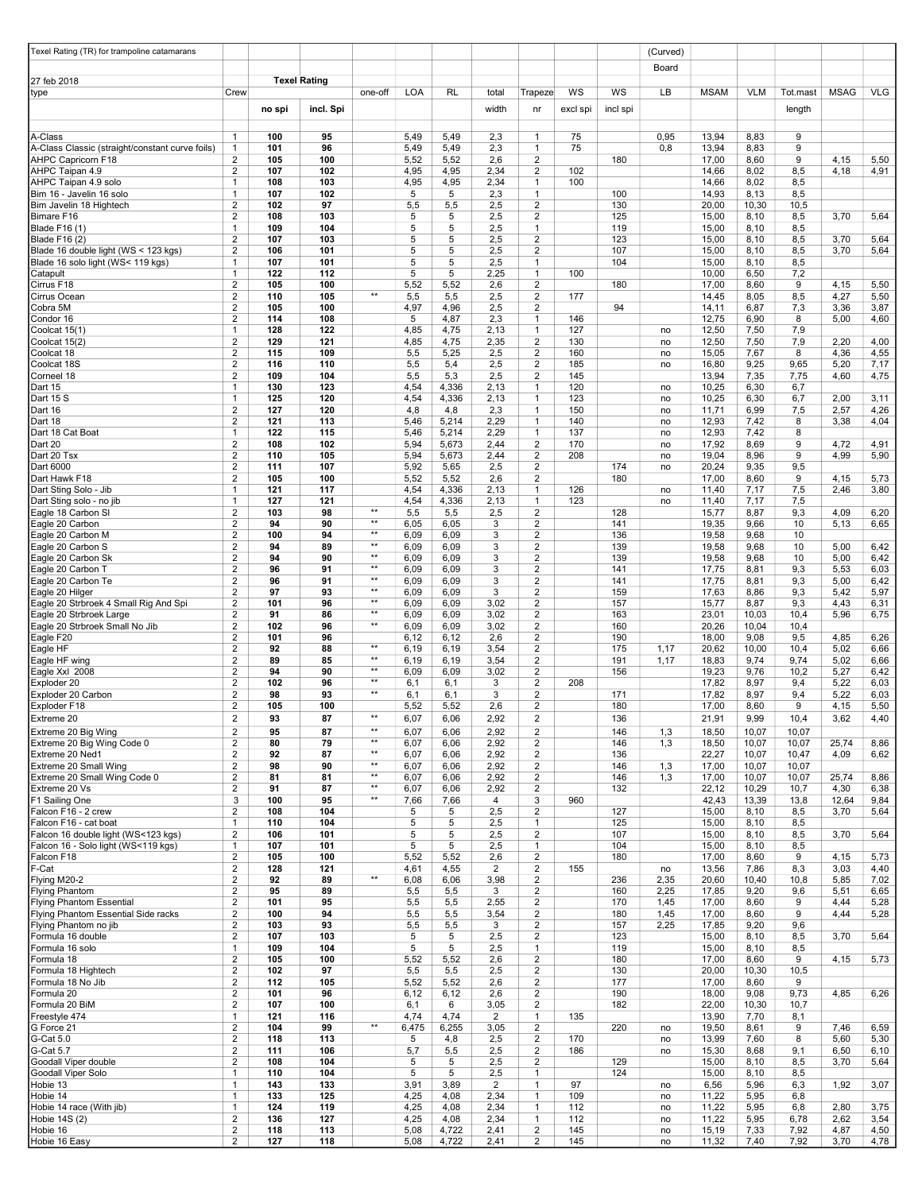| Texel Rating (TR) for trampoline catamarans | | | | | | | | | | | (Curved) | | | | | |
|---|---|---|---|---|---|---|---|---|---|---|---|---|---|---|---|---|
| | | | | | | | | | | | Board | | | | | |
| 27 feb 2018 | | Texel Rating | | | | | | | | | | | | | | |
| type | Crew | | | one-off | LOA | RL | total | Trapeze | WS | WS | LB | MSAM | VLM | Tot.mast | MSAG | VLG |
| | | no spi | incl. Spi | | | | width | nr | excl spi | incl spi | | | | length | | |
| A-Class | 1 | 100 | 95 | | 5,49 | 5,49 | 2,3 | 1 | 75 | | 0,95 | 13,94 | 8,83 | 9 | | |
| A-Class Classic (straight/constant curve foils) | 1 | 101 | 96 | | 5,49 | 5,49 | 2,3 | 1 | 75 | | 0,8 | 13,94 | 8,83 | 9 | | |
| AHPC Capricorn F18 | 2 | 105 | 100 | | 5,52 | 5,52 | 2,6 | 2 | | 180 | | 17,00 | 8,60 | 9 | 4,15 | 5,50 |
| AHPC Taipan 4.9 | 2 | 107 | 102 | | 4,95 | 4,95 | 2,34 | 2 | 102 | | | 14,66 | 8,02 | 8,5 | 4,18 | 4,91 |
| AHPC Taipan 4.9 solo | 1 | 108 | 103 | | 4,95 | 4,95 | 2,34 | 1 | 100 | | | 14,66 | 8,02 | 8,5 | | |
| Bim 16 - Javelin 16 solo | 1 | 107 | 102 | | 5 | 5 | 2,3 | 1 | | 100 | | 14,93 | 8,13 | 8,5 | | |
| Bim Javelin 18 Hightech | 2 | 102 | 97 | | 5,5 | 5,5 | 2,5 | 2 | | 130 | | 20,00 | 10,30 | 10,5 | | |
| Bimare F16 | 2 | 108 | 103 | | 5 | 5 | 2,5 | 2 | | 125 | | 15,00 | 8,10 | 8,5 | 3,70 | 5,64 |
| Blade F16 (1) | 1 | 109 | 104 | | 5 | 5 | 2,5 | 1 | | 119 | | 15,00 | 8,10 | 8,5 | | |
| Blade F16 (2) | 2 | 107 | 103 | | 5 | 5 | 2,5 | 2 | | 123 | | 15,00 | 8,10 | 8,5 | 3,70 | 5,64 |
| Blade 16 double light (WS < 123 kgs) | 2 | 106 | 101 | | 5 | 5 | 2,5 | 2 | | 107 | | 15,00 | 8,10 | 8,5 | 3,70 | 5,64 |
| Blade 16 solo light (WS< 119 kgs) | 1 | 107 | 101 | | 5 | 5 | 2,5 | 1 | | 104 | | 15,00 | 8,10 | 8,5 | | |
| Catapult | 1 | 122 | 112 | | 5 | 5 | 2,25 | 1 | 100 | | | 10,00 | 6,50 | 7,2 | | |
| Cirrus F18 | 2 | 105 | 100 | | 5,52 | 5,52 | 2,6 | 2 | | 180 | | 17,00 | 8,60 | 9 | 4,15 | 5,50 |
| Cirrus Ocean | 2 | 110 | 105 | ** | 5,5 | 5,5 | 2,5 | 2 | 177 | | | 14,45 | 8,05 | 8,5 | 4,27 | 5,50 |
| Cobra 5M | 2 | 105 | 100 | | 4,97 | 4,96 | 2,5 | 2 | | 94 | | 14,11 | 6,87 | 7,3 | 3,36 | 3,87 |
| Condor 16 | 2 | 114 | 108 | | 5 | 4,87 | 2,3 | 2 | 146 | | | 12,75 | 6,90 | 8 | 5,00 | 4,60 |
| Coolcat 15(1) | 1 | 128 | 122 | | 4,85 | 4,75 | 2,13 | 1 | 127 | | no | 12,50 | 7,50 | 7,9 | | |
| Coolcat 15(2) | 2 | 129 | 121 | | 4,85 | 4,75 | 2,35 | 2 | 130 | | no | 12,50 | 7,50 | 7,9 | 2,20 | 4,00 |
| Coolcat 18 | 2 | 115 | 109 | | 5,5 | 5,25 | 2,5 | 2 | 160 | | no | 15,05 | 7,67 | 8 | 4,36 | 4,55 |
| Coolcat 18S | 2 | 116 | 110 | | 5,5 | 5,4 | 2,5 | 2 | 185 | | no | 16,80 | 9,25 | 9,65 | 5,20 | 7,17 |
| Corneel 18 | 2 | 109 | 104 | | 5,5 | 5,3 | 2,5 | 2 | 145 | | | 13,94 | 7,35 | 7,75 | 4,60 | 4,75 |
| Dart 15 | 1 | 130 | 123 | | 4,54 | 4,336 | 2,13 | 1 | 120 | | no | 10,25 | 6,30 | 6,7 | | |
| Dart 15 S | 1 | 125 | 120 | | 4,54 | 4,336 | 2,13 | 1 | 123 | | no | 10,25 | 6,30 | 6,7 | 2,00 | 3,11 |
| Dart 16 | 2 | 127 | 120 | | 4,8 | 4,8 | 2,3 | 1 | 150 | | no | 11,71 | 6,99 | 7,5 | 2,57 | 4,26 |
| Dart 18 | 2 | 121 | 113 | | 5,46 | 5,214 | 2,29 | 1 | 140 | | no | 12,93 | 7,42 | 8 | 3,38 | 4,04 |
| Dart 18 Cat Boat | 1 | 122 | 115 | | 5,46 | 5,214 | 2,29 | 1 | 137 | | no | 12,93 | 7,42 | 8 | | |
| Dart 20 | 2 | 108 | 102 | | 5,94 | 5,673 | 2,44 | 2 | 170 | | no | 17,92 | 8,69 | 9 | 4,72 | 4,91 |
| Dart 20 Tsx | 2 | 110 | 105 | | 5,94 | 5,673 | 2,44 | 2 | 208 | | no | 19,04 | 8,96 | 9 | 4,99 | 5,90 |
| Dart 6000 | 2 | 111 | 107 | | 5,92 | 5,65 | 2,5 | 2 | | 174 | no | 20,24 | 9,35 | 9,5 | | |
| Dart Hawk F18 | 2 | 105 | 100 | | 5,52 | 5,52 | 2,6 | 2 | | 180 | | 17,00 | 8,60 | 9 | 4,15 | 5,73 |
| Dart Sting Solo - Jib | 1 | 121 | 117 | | 4,54 | 4,336 | 2,13 | 1 | 126 | | no | 11,40 | 7,17 | 7,5 | 2,46 | 3,80 |
| Dart Sting solo - no jib | 1 | 127 | 121 | | 4,54 | 4,336 | 2,13 | 1 | 123 | | no | 11,40 | 7,17 | 7,5 | | |
| Eagle 18 Carbon Sl | 2 | 103 | 98 | ** | 5,5 | 5,5 | 2,5 | 2 | | 128 | | 15,77 | 8,87 | 9,3 | 4,09 | 6,20 |
| Eagle 20 Carbon | 2 | 94 | 90 | ** | 6,05 | 6,05 | 3 | 2 | | 141 | | 19,35 | 9,66 | 10 | 5,13 | 6,65 |
| Eagle 20 Carbon M | 2 | 100 | 94 | ** | 6,09 | 6,09 | 3 | 2 | | 136 | | 19,58 | 9,68 | 10 | | |
| Eagle 20 Carbon S | 2 | 94 | 89 | ** | 6,09 | 6,09 | 3 | 2 | | 139 | | 19,58 | 9,68 | 10 | 5,00 | 6,42 |
| Eagle 20 Carbon Sk | 2 | 94 | 90 | ** | 6,09 | 6,09 | 3 | 2 | | 139 | | 19,58 | 9,68 | 10 | 5,00 | 6,42 |
| Eagle 20 Carbon T | 2 | 96 | 91 | ** | 6,09 | 6,09 | 3 | 2 | | 141 | | 17,75 | 8,81 | 9,3 | 5,53 | 6,03 |
| Eagle 20 Carbon Te | 2 | 96 | 91 | ** | 6,09 | 6,09 | 3 | 2 | | 141 | | 17,75 | 8,81 | 9,3 | 5,00 | 6,42 |
| Eagle 20 Hilger | 2 | 97 | 93 | ** | 6,09 | 6,09 | 3 | 2 | | 159 | | 17,63 | 8,86 | 9,3 | 5,42 | 5,97 |
| Eagle 20 Strbroek 4 Small Rig And Spi | 2 | 101 | 96 | ** | 6,09 | 6,09 | 3,02 | 2 | | 157 | | 15,77 | 8,87 | 9,3 | 4,43 | 6,31 |
| Eagle 20 Strbroek Large | 2 | 91 | 86 | ** | 6,09 | 6,09 | 3,02 | 2 | | 163 | | 23,01 | 10,03 | 10,4 | 5,96 | 6,75 |
| Eagle 20 Strbroek Small No Jib | 2 | 102 | 96 | ** | 6,09 | 6,09 | 3,02 | 2 | | 160 | | 20,26 | 10,04 | 10,4 | | |
| Eagle F20 | 2 | 101 | 96 | | 6,12 | 6,12 | 2,6 | 2 | | 190 | | 18,00 | 9,08 | 9,5 | 4,85 | 6,26 |
| Eagle HF | 2 | 92 | 88 | ** | 6,19 | 6,19 | 3,54 | 2 | | 175 | 1,17 | 20,62 | 10,00 | 10,4 | 5,02 | 6,66 |
| Eagle HF wing | 2 | 89 | 85 | ** | 6,19 | 6,19 | 3,54 | 2 | | 191 | 1,17 | 18,83 | 9,74 | 9,74 | 5,02 | 6,66 |
| Eagle Xxl 2008 | 2 | 94 | 90 | ** | 6,09 | 6,09 | 3,02 | 2 | | 156 | | 19,23 | 9,76 | 10,2 | 5,27 | 6,42 |
| Exploder 20 | 2 | 102 | 96 | ** | 6,1 | 6,1 | 3 | 2 | 208 | | | 17,82 | 8,97 | 9,4 | 5,22 | 6,03 |
| Exploder 20 Carbon | 2 | 98 | 93 | ** | 6,1 | 6,1 | 3 | 2 | | 171 | | 17,82 | 8,97 | 9,4 | 5,22 | 6,03 |
| Exploder F18 | 2 | 105 | 100 | | 5,52 | 5,52 | 2,6 | 2 | | 180 | | 17,00 | 8,60 | 9 | 4,15 | 5,50 |
| Extreme 20 | 2 | 93 | 87 | ** | 6,07 | 6,06 | 2,92 | 2 | | 136 | | 21,91 | 9,99 | 10,4 | 3,62 | 4,40 |
| Extreme 20 Big Wing | 2 | 95 | 87 | ** | 6,07 | 6,06 | 2,92 | 2 | | 146 | 1,3 | 18,50 | 10,07 | 10,07 | | |
| Extreme 20 Big Wing Code 0 | 2 | 80 | 79 | ** | 6,07 | 6,06 | 2,92 | 2 | | 146 | 1,3 | 18,50 | 10,07 | 10,07 | 25,74 | 8,86 |
| Extreme 20 Ned1 | 2 | 92 | 87 | ** | 6,07 | 6,06 | 2,92 | 2 | | 136 | | 22,27 | 10,07 | 10,47 | 4,09 | 6,62 |
| Extreme 20 Small Wing | 2 | 98 | 90 | ** | 6,07 | 6,06 | 2,92 | 2 | | 146 | 1,3 | 17,00 | 10,07 | 10,07 | | |
| Extreme 20 Small Wing Code 0 | 2 | 81 | 81 | ** | 6,07 | 6,06 | 2,92 | 2 | | 146 | 1,3 | 17,00 | 10,07 | 10,07 | 25,74 | 8,86 |
| Extreme 20 Vs | 2 | 91 | 87 | ** | 6,07 | 6,06 | 2,92 | 2 | | 132 | | 22,12 | 10,29 | 10,7 | 4,30 | 6,38 |
| F1 Sailing One | 3 | 100 | 95 | ** | 7,66 | 7,66 | 4 | 3 | 960 | | | 42,43 | 13,39 | 13,8 | 12,64 | 9,84 |
| Falcon F16 - 2 crew | 2 | 108 | 104 | | 5 | 5 | 2,5 | 2 | | 127 | | 15,00 | 8,10 | 8,5 | 3,70 | 5,64 |
| Falcon F16 - cat boat | 1 | 110 | 104 | | 5 | 5 | 2,5 | 1 | | 125 | | 15,00 | 8,10 | 8,5 | | |
| Falcon 16 double light (WS<123 kgs) | 2 | 106 | 101 | | 5 | 5 | 2,5 | 2 | | 107 | | 15,00 | 8,10 | 8,5 | 3,70 | 5,64 |
| Falcon 16 - Solo light (WS<119 kgs) | 1 | 107 | 101 | | 5 | 5 | 2,5 | 1 | | 104 | | 15,00 | 8,10 | 8,5 | | |
| Falcon F18 | 2 | 105 | 100 | | 5,52 | 5,52 | 2,6 | 2 | | 180 | | 17,00 | 8,60 | 9 | 4,15 | 5,73 |
| F-Cat | 2 | 128 | 121 | | 4,61 | 4,55 | 2 | 2 | 155 | | no | 13,56 | 7,86 | 8,3 | 3,03 | 4,40 |
| Flying M20-2 | 2 | 92 | 89 | ** | 6,08 | 6,06 | 3,98 | 2 | | 236 | 2,35 | 20,60 | 10,40 | 10,8 | 5,85 | 7,02 |
| Flying Phantom | 2 | 95 | 89 | | 5,5 | 5,5 | 3 | 2 | | 160 | 2,25 | 17,85 | 9,20 | 9,6 | 5,51 | 6,65 |
| Flying Phantom Essential | 2 | 101 | 95 | | 5,5 | 5,5 | 2,55 | 2 | | 170 | 1,45 | 17,00 | 8,60 | 9 | 4,44 | 5,28 |
| Flying Phantom Essential Side racks | 2 | 100 | 94 | | 5,5 | 5,5 | 3,54 | 2 | | 180 | 1,45 | 17,00 | 8,60 | 9 | 4,44 | 5,28 |
| Flying Phantom no jib | 2 | 103 | 93 | | 5,5 | 5,5 | 3 | 2 | | 157 | 2,25 | 17,85 | 9,20 | 9,6 | | |
| Formula 16 double | 2 | 107 | 103 | | 5 | 5 | 2,5 | 2 | | 123 | | 15,00 | 8,10 | 8,5 | 3,70 | 5,64 |
| Formula 16 solo | 1 | 109 | 104 | | 5 | 5 | 2,5 | 1 | | 119 | | 15,00 | 8,10 | 8,5 | | |
| Formula 18 | 2 | 105 | 100 | | 5,52 | 5,52 | 2,6 | 2 | | 180 | | 17,00 | 8,60 | 9 | 4,15 | 5,73 |
| Formula 18 Hightech | 2 | 102 | 97 | | 5,5 | 5,5 | 2,5 | 2 | | 130 | | 20,00 | 10,30 | 10,5 | | |
| Formula 18 No Jib | 2 | 112 | 105 | | 5,52 | 5,52 | 2,6 | 2 | | 177 | | 17,00 | 8,60 | 9 | | |
| Formula 20 | 2 | 101 | 96 | | 6,12 | 6,12 | 2,6 | 2 | | 190 | | 18,00 | 9,08 | 9,73 | 4,85 | 6,26 |
| Formula 20 BiM | 2 | 107 | 100 | | 6,1 | 6 | 3,05 | 2 | | 182 | | 22,00 | 10,30 | 10,7 | | |
| Freestyle 474 | 1 | 121 | 116 | | 4,74 | 4,74 | 2 | 1 | 135 | | | 13,90 | 7,70 | 8,1 | | |
| G Force 21 | 2 | 104 | 99 | ** | 6,475 | 6,255 | 3,05 | 2 | | 220 | no | 19,50 | 8,61 | 9 | 7,46 | 6,59 |
| G-Cat 5.0 | 2 | 118 | 113 | | 5 | 4,8 | 2,5 | 2 | 170 | | no | 13,99 | 7,60 | 8 | 5,60 | 5,30 |
| G-Cat 5.7 | 2 | 111 | 106 | | 5,7 | 5,5 | 2,5 | 2 | 186 | | no | 15,30 | 8,68 | 9,1 | 6,50 | 6,10 |
| Goodall Viper double | 2 | 108 | 104 | | 5 | 5 | 2,5 | 2 | | 129 | | 15,00 | 8,10 | 8,5 | 3,70 | 5,64 |
| Goodall Viper Solo | 1 | 110 | 104 | | 5 | 5 | 2,5 | 1 | | 124 | | 15,00 | 8,10 | 8,5 | | |
| Hobie 13 | 1 | 143 | 133 | | 3,91 | 3,89 | 2 | 1 | 97 | | no | 6,56 | 5,96 | 6,3 | 1,92 | 3,07 |
| Hobie 14 | 1 | 133 | 125 | | 4,25 | 4,08 | 2,34 | 1 | 109 | | no | 11,22 | 5,95 | 6,8 | | |
| Hobie 14 race (With jib) | 1 | 124 | 119 | | 4,25 | 4,08 | 2,34 | 1 | 112 | | no | 11,22 | 5,95 | 6,8 | 2,80 | 3,75 |
| Hobie 14S (2) | 2 | 136 | 127 | | 4,25 | 4,08 | 2,34 | 1 | 112 | | no | 11,22 | 5,95 | 6,78 | 2,62 | 3,54 |
| Hobie 16 | 2 | 118 | 113 | | 5,08 | 4,722 | 2,41 | 2 | 145 | | no | 15,19 | 7,33 | 7,92 | 4,87 | 4,50 |
| Hobie 16 Easy | 2 | 127 | 118 | | 5,08 | 4,722 | 2,41 | 2 | 145 | | no | 11,32 | 7,40 | 7,92 | 3,70 | 4,78 |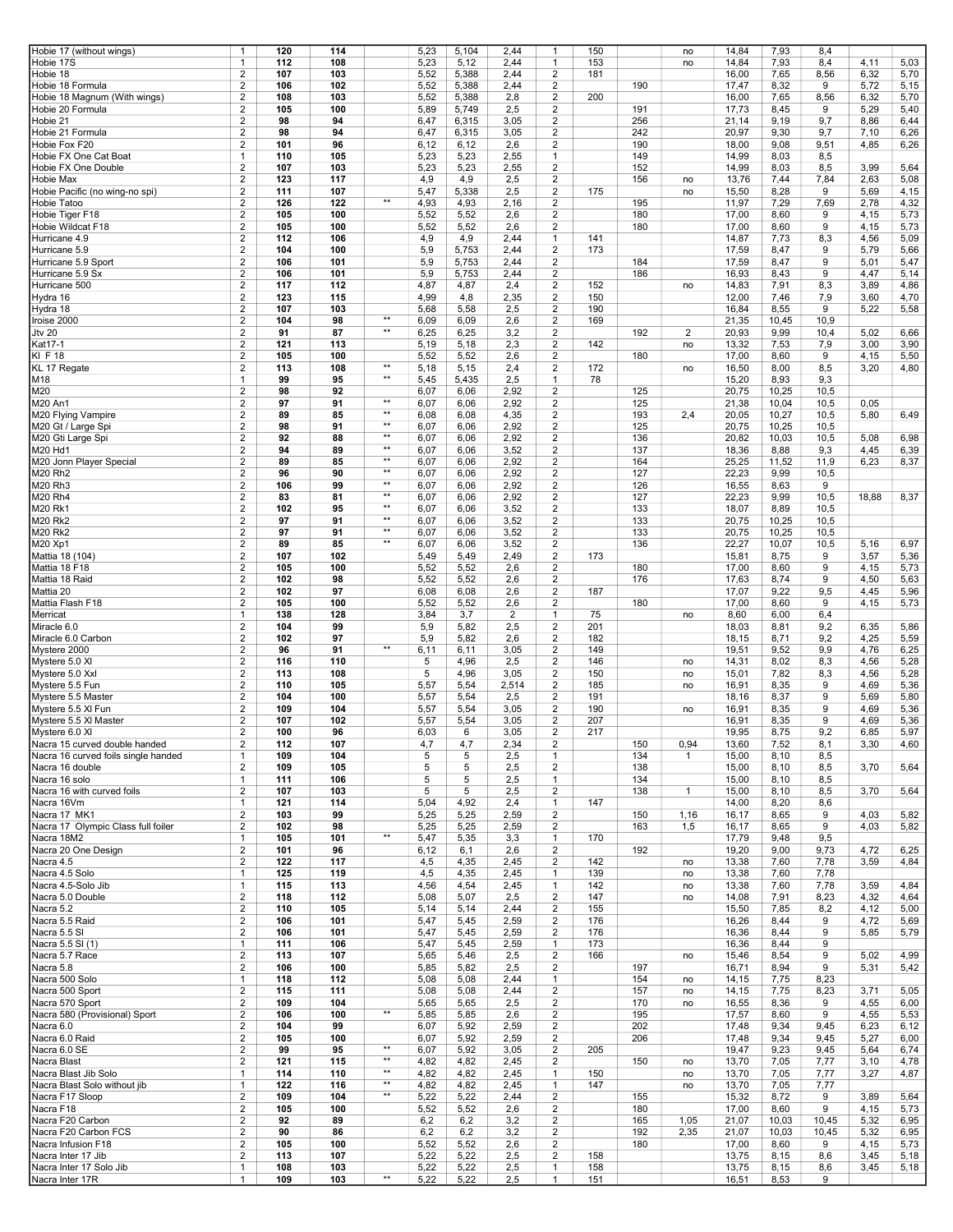| | | | | | | | | | | | | | | | | |
|---|---|---|---|---|---|---|---|---|---|---|---|---|---|---|---|---|
| Hobie 17 (without wings) | 1 | **120** | **114** | | 5,23 | 5,104 | 2,44 | 1 | 150 | | no | 14,84 | 7,93 | 8,4 | | |
| Hobie 17S | 1 | **112** | **108** | | 5,23 | 5,12 | 2,44 | 1 | 153 | | no | 14,84 | 7,93 | 8,4 | 4,11 | 5,03 |
| Hobie 18 | 2 | **107** | **103** | | 5,52 | 5,388 | 2,44 | 2 | 181 | | | 16,00 | 7,65 | 8,56 | 6,32 | 5,70 |
| Hobie 18 Formula | 2 | **106** | **102** | | 5,52 | 5,388 | 2,44 | 2 | | 190 | | 17,47 | 8,32 | 9 | 5,72 | 5,15 |
| Hobie 18 Magnum (With wings) | 2 | **108** | **103** | | 5,52 | 5,388 | 2,8 | 2 | 200 | | | 16,00 | 7,65 | 8,56 | 6,32 | 5,70 |
| Hobie 20 Formula | 2 | **105** | **100** | | 5,89 | 5,749 | 2,5 | 2 | | 191 | | 17,73 | 8,45 | 9 | 5,29 | 5,40 |
| Hobie 21 | 2 | **98** | **94** | | 6,47 | 6,315 | 3,05 | 2 | | 256 | | 21,14 | 9,19 | 9,7 | 8,86 | 6,44 |
| Hobie 21 Formula | 2 | **98** | **94** | | 6,47 | 6,315 | 3,05 | 2 | | 242 | | 20,97 | 9,30 | 9,7 | 7,10 | 6,26 |
| Hobie Fox F20 | 2 | **101** | **96** | | 6,12 | 6,12 | 2,6 | 2 | | 190 | | 18,00 | 9,08 | 9,51 | 4,85 | 6,26 |
| Hobie FX One Cat Boat | 1 | **110** | **105** | | 5,23 | 5,23 | 2,55 | 1 | | 149 | | 14,99 | 8,03 | 8,5 | | |
| Hobie FX One Double | 2 | **107** | **103** | | 5,23 | 5,23 | 2,55 | 2 | | 152 | | 14,99 | 8,03 | 8,5 | 3,99 | 5,64 |
| Hobie Max | 2 | **123** | **117** | | 4,9 | 4,9 | 2,5 | 2 | | 156 | no | 13,76 | 7,44 | 7,84 | 2,63 | 5,08 |
| Hobie Pacific (no wing-no spi) | 2 | **111** | **107** | | 5,47 | 5,338 | 2,5 | 2 | 175 | | no | 15,50 | 8,28 | 9 | 5,69 | 4,15 |
| Hobie Tatoo | 2 | **126** | **122** | ** | 4,93 | 4,93 | 2,16 | 2 | | 195 | | 11,97 | 7,29 | 7,69 | 2,78 | 4,32 |
| Hobie Tiger F18 | 2 | **105** | **100** | | 5,52 | 5,52 | 2,6 | 2 | | 180 | | 17,00 | 8,60 | 9 | 4,15 | 5,73 |
| Hobie Wildcat F18 | 2 | **105** | **100** | | 5,52 | 5,52 | 2,6 | 2 | | 180 | | 17,00 | 8,60 | 9 | 4,15 | 5,73 |
| Hurricane 4.9 | 2 | **112** | **106** | | 4,9 | 4,9 | 2,44 | 1 | 141 | | | 14,87 | 7,73 | 8,3 | 4,56 | 5,09 |
| Hurricane 5.9 | 2 | **104** | **100** | | 5,9 | 5,753 | 2,44 | 2 | 173 | | | 17,59 | 8,47 | 9 | 5,79 | 5,66 |
| Hurricane 5.9 Sport | 2 | **106** | **101** | | 5,9 | 5,753 | 2,44 | 2 | | 184 | | 17,59 | 8,47 | 9 | 5,01 | 5,47 |
| Hurricane 5.9 Sx | 2 | **106** | **101** | | 5,9 | 5,753 | 2,44 | 2 | | 186 | | 16,93 | 8,43 | 9 | 4,47 | 5,14 |
| Hurricane 500 | 2 | **117** | **112** | | 4,87 | 4,87 | 2,4 | 2 | 152 | | no | 14,83 | 7,91 | 8,3 | 3,89 | 4,86 |
| Hydra 16 | 2 | **123** | **115** | | 4,99 | 4,8 | 2,35 | 2 | 150 | | | 12,00 | 7,46 | 7,9 | 3,60 | 4,70 |
| Hydra 18 | 2 | **107** | **103** | | 5,68 | 5,58 | 2,5 | 2 | 190 | | | 16,84 | 8,55 | 9 | 5,22 | 5,58 |
| Iroise 2000 | 2 | **104** | **98** | ** | 6,09 | 6,09 | 2,6 | 2 | 169 | | | 21,35 | 10,45 | 10,9 | | |
| Jtv 20 | 2 | **91** | **87** | ** | 6,25 | 6,25 | 3,2 | 2 | | 192 | 2 | 20,93 | 9,99 | 10,4 | 5,02 | 6,66 |
| Kat17-1 | 2 | **121** | **113** | | 5,19 | 5,18 | 2,3 | 2 | 142 | | no | 13,32 | 7,53 | 7,9 | 3,00 | 3,90 |
| Kl F 18 | 2 | **105** | **100** | | 5,52 | 5,52 | 2,6 | 2 | | 180 | | 17,00 | 8,60 | 9 | 4,15 | 5,50 |
| KL 17 Regate | 2 | **113** | **108** | ** | 5,18 | 5,15 | 2,4 | 2 | 172 | | no | 16,50 | 8,00 | 8,5 | 3,20 | 4,80 |
| M18 | 1 | **99** | **95** | ** | 5,45 | 5,435 | 2,5 | 1 | 78 | | | 15,20 | 8,93 | 9,3 | | |
| M20 | 2 | **98** | **92** | | 6,07 | 6,06 | 2,92 | 2 | | 125 | | 20,75 | 10,25 | 10,5 | | |
| M20 An1 | 2 | **97** | **91** | ** | 6,07 | 6,06 | 2,92 | 2 | | 125 | | 21,38 | 10,04 | 10,5 | 0,05 | |
| M20 Flying Vampire | 2 | **89** | **85** | ** | 6,08 | 6,08 | 4,35 | 2 | | 193 | 2,4 | 20,05 | 10,27 | 10,5 | 5,80 | 6,49 |
| M20 Gt / Large Spi | 2 | **98** | **91** | ** | 6,07 | 6,06 | 2,92 | 2 | | 125 | | 20,75 | 10,25 | 10,5 | | |
| M20 Gti Large Spi | 2 | **92** | **88** | ** | 6,07 | 6,06 | 2,92 | 2 | | 136 | | 20,82 | 10,03 | 10,5 | 5,08 | 6,98 |
| M20 Hd1 | 2 | **94** | **89** | ** | 6,07 | 6,06 | 3,52 | 2 | | 137 | | 18,36 | 8,88 | 9,3 | 4,45 | 6,39 |
| M20 Jonn Player Special | 2 | **89** | **85** | ** | 6,07 | 6,06 | 2,92 | 2 | | 164 | | 25,25 | 11,52 | 11,9 | 6,23 | 8,37 |
| M20 Rh2 | 2 | **96** | **90** | ** | 6,07 | 6,06 | 2,92 | 2 | | 127 | | 22,23 | 9,99 | 10,5 | | |
| M20 Rh3 | 2 | **106** | **99** | ** | 6,07 | 6,06 | 2,92 | 2 | | 126 | | 16,55 | 8,63 | 9 | | |
| M20 Rh4 | 2 | **83** | **81** | ** | 6,07 | 6,06 | 2,92 | 2 | | 127 | | 22,23 | 9,99 | 10,5 | 18,88 | 8,37 |
| M20 Rk1 | 2 | **102** | **95** | ** | 6,07 | 6,06 | 3,52 | 2 | | 133 | | 18,07 | 8,89 | 10,5 | | |
| M20 Rk2 | 2 | **97** | **91** | ** | 6,07 | 6,06 | 3,52 | 2 | | 133 | | 20,75 | 10,25 | 10,5 | | |
| M20 Rk2 | 2 | **97** | **91** | ** | 6,07 | 6,06 | 3,52 | 2 | | 133 | | 20,75 | 10,25 | 10,5 | | |
| M20 Xp1 | 2 | **89** | **85** | ** | 6,07 | 6,06 | 3,52 | 2 | | 136 | | 22,27 | 10,07 | 10,5 | 5,16 | 6,97 |
| Mattia 18 (104) | 2 | **107** | **102** | | 5,49 | 5,49 | 2,49 | 2 | 173 | | | 15,81 | 8,75 | 9 | 3,57 | 5,36 |
| Mattia 18 F18 | 2 | **105** | **100** | | 5,52 | 5,52 | 2,6 | 2 | | 180 | | 17,00 | 8,60 | 9 | 4,15 | 5,73 |
| Mattia 18 Raid | 2 | **102** | **98** | | 5,52 | 5,52 | 2,6 | 2 | | 176 | | 17,63 | 8,74 | 9 | 4,50 | 5,63 |
| Mattia 20 | 2 | **102** | **97** | | 6,08 | 6,08 | 2,6 | 2 | 187 | | | 17,07 | 9,22 | 9,5 | 4,45 | 5,96 |
| Mattia Flash F18 | 2 | **105** | **100** | | 5,52 | 5,52 | 2,6 | 2 | | 180 | | 17,00 | 8,60 | 9 | 4,15 | 5,73 |
| Merricat | 1 | **138** | **128** | | 3,84 | 3,7 | 2 | 1 | 75 | | no | 8,60 | 6,00 | 6,4 | | |
| Miracle 6.0 | 2 | **104** | **99** | | 5,9 | 5,82 | 2,5 | 2 | 201 | | | 18,03 | 8,81 | 9,2 | 6,35 | 5,86 |
| Miracle 6.0 Carbon | 2 | **102** | **97** | | 5,9 | 5,82 | 2,6 | 2 | 182 | | | 18,15 | 8,71 | 9,2 | 4,25 | 5,59 |
| Mystere 2000 | 2 | **96** | **91** | ** | 6,11 | 6,11 | 3,05 | 2 | 149 | | | 19,51 | 9,52 | 9,9 | 4,76 | 6,25 |
| Mystere 5.0 Xl | 2 | **116** | **110** | | 5 | 4,96 | 2,5 | 2 | 146 | | no | 14,31 | 8,02 | 8,3 | 4,56 | 5,28 |
| Mystere 5.0 Xxl | 2 | **113** | **108** | | 5 | 4,96 | 3,05 | 2 | 150 | | no | 15,01 | 7,82 | 8,3 | 4,56 | 5,28 |
| Mystere 5.5 Fun | 2 | **110** | **105** | | 5,57 | 5,54 | 2,514 | 2 | 185 | | no | 16,91 | 8,35 | 9 | 4,69 | 5,36 |
| Mystere 5.5 Master | 2 | **104** | **100** | | 5,57 | 5,54 | 2,5 | 2 | 191 | | | 18,16 | 8,37 | 9 | 5,69 | 5,80 |
| Mystere 5.5 Xl Fun | 2 | **109** | **104** | | 5,57 | 5,54 | 3,05 | 2 | 190 | | no | 16,91 | 8,35 | 9 | 4,69 | 5,36 |
| Mystere 5.5 Xl Master | 2 | **107** | **102** | | 5,57 | 5,54 | 3,05 | 2 | 207 | | | 16,91 | 8,35 | 9 | 4,69 | 5,36 |
| Mystere 6.0 Xl | 2 | **100** | **96** | | 6,03 | 6 | 3,05 | 2 | 217 | | | 19,95 | 8,75 | 9,2 | 6,85 | 5,97 |
| Nacra 15 curved double handed | 2 | **112** | **107** | | 4,7 | 4,7 | 2,34 | 2 | | 150 | 0,94 | 13,60 | 7,52 | 8,1 | 3,30 | 4,60 |
| Nacra 16 curved foils single handed | 1 | **109** | **104** | | 5 | 5 | 2,5 | 1 | | 134 | 1 | 15,00 | 8,10 | 8,5 | | |
| Nacra 16 double | 2 | **109** | **105** | | 5 | 5 | 2,5 | 2 | | 138 | | 15,00 | 8,10 | 8,5 | 3,70 | 5,64 |
| Nacra 16 solo | 1 | **111** | **106** | | 5 | 5 | 2,5 | 1 | | 134 | | 15,00 | 8,10 | 8,5 | | |
| Nacra 16 with curved foils | 2 | **107** | **103** | | 5 | 5 | 2,5 | 2 | | 138 | 1 | 15,00 | 8,10 | 8,5 | 3,70 | 5,64 |
| Nacra 16Vm | 1 | **121** | **114** | | 5,04 | 4,92 | 2,4 | 1 | 147 | | | 14,00 | 8,20 | 8,6 | | |
| Nacra 17 MK1 | 2 | **103** | **99** | | 5,25 | 5,25 | 2,59 | 2 | | 150 | 1,16 | 16,17 | 8,65 | 9 | 4,03 | 5,82 |
| Nacra 17 Olympic Class full foiler | 2 | **102** | **98** | | 5,25 | 5,25 | 2,59 | 2 | | 163 | 1,5 | 16,17 | 8,65 | 9 | 4,03 | 5,82 |
| Nacra 18M2 | 1 | **105** | **101** | ** | 5,47 | 5,35 | 3,3 | 1 | 170 | | | 17,79 | 9,48 | 9,5 | | |
| Nacra 20 One Design | 2 | **101** | **96** | | 6,12 | 6,1 | 2,6 | 2 | | 192 | | 19,20 | 9,00 | 9,73 | 4,72 | 6,25 |
| Nacra 4.5 | 2 | **122** | **117** | | 4,5 | 4,35 | 2,45 | 2 | 142 | | no | 13,38 | 7,60 | 7,78 | 3,59 | 4,84 |
| Nacra 4.5 Solo | 1 | **125** | **119** | | 4,5 | 4,35 | 2,45 | 1 | 139 | | no | 13,38 | 7,60 | 7,78 | | |
| Nacra 4.5-Solo Jib | 1 | **115** | **113** | | 4,56 | 4,54 | 2,45 | 1 | 142 | | no | 13,38 | 7,60 | 7,78 | 3,59 | 4,84 |
| Nacra 5.0 Double | 2 | **118** | **112** | | 5,08 | 5,07 | 2,5 | 2 | 147 | | no | 14,08 | 7,91 | 8,23 | 4,32 | 4,64 |
| Nacra 5.2 | 2 | **110** | **105** | | 5,14 | 5,14 | 2,44 | 2 | 155 | | | 15,50 | 7,85 | 8,2 | 4,12 | 5,00 |
| Nacra 5.5 Raid | 2 | **106** | **101** | | 5,47 | 5,45 | 2,59 | 2 | 176 | | | 16,26 | 8,44 | 9 | 4,72 | 5,69 |
| Nacra 5.5 Sl | 2 | **106** | **101** | | 5,47 | 5,45 | 2,59 | 2 | 176 | | | 16,36 | 8,44 | 9 | 5,85 | 5,79 |
| Nacra 5.5 Sl (1) | 1 | **111** | **106** | | 5,47 | 5,45 | 2,59 | 1 | 173 | | | 16,36 | 8,44 | 9 | | |
| Nacra 5.7 Race | 2 | **113** | **107** | | 5,65 | 5,46 | 2,5 | 2 | 166 | | no | 15,46 | 8,54 | 9 | 5,02 | 4,99 |
| Nacra 5.8 | 2 | **106** | **100** | | 5,85 | 5,82 | 2,5 | 2 | | 197 | | 16,71 | 8,94 | 9 | 5,31 | 5,42 |
| Nacra 500 Solo | 1 | **118** | **112** | | 5,08 | 5,08 | 2,44 | 1 | | 154 | no | 14,15 | 7,75 | 8,23 | | |
| Nacra 500 Sport | 2 | **115** | **111** | | 5,08 | 5,08 | 2,44 | 2 | | 157 | no | 14,15 | 7,75 | 8,23 | 3,71 | 5,05 |
| Nacra 570 Sport | 2 | **109** | **104** | | 5,65 | 5,65 | 2,5 | 2 | | 170 | no | 16,55 | 8,36 | 9 | 4,55 | 6,00 |
| Nacra 580 (Provisional) Sport | 2 | **106** | **100** | ** | 5,85 | 5,85 | 2,6 | 2 | | 195 | | 17,57 | 8,60 | 9 | 4,55 | 5,53 |
| Nacra 6.0 | 2 | **104** | **99** | | 6,07 | 5,92 | 2,59 | 2 | | 202 | | 17,48 | 9,34 | 9,45 | 6,23 | 6,12 |
| Nacra 6.0 Raid | 2 | **105** | **100** | | 6,07 | 5,92 | 2,59 | 2 | | 206 | | 17,48 | 9,34 | 9,45 | 5,27 | 6,00 |
| Nacra 6.0 SE | 2 | **99** | **95** | ** | 6,07 | 5,92 | 3,05 | 2 | 205 | | | 19,47 | 9,23 | 9,45 | 5,64 | 6,74 |
| Nacra Blast | 2 | **121** | **115** | ** | 4,82 | 4,82 | 2,45 | 2 | | 150 | no | 13,70 | 7,05 | 7,77 | 3,10 | 4,78 |
| Nacra Blast Jib Solo | 1 | **114** | **110** | ** | 4,82 | 4,82 | 2,45 | 1 | 150 | | no | 13,70 | 7,05 | 7,77 | 3,27 | 4,87 |
| Nacra Blast Solo without jib | 1 | **122** | **116** | ** | 4,82 | 4,82 | 2,45 | 1 | 147 | | no | 13,70 | 7,05 | 7,77 | | |
| Nacra F17 Sloop | 2 | **109** | **104** | ** | 5,22 | 5,22 | 2,44 | 2 | | 155 | | 15,32 | 8,72 | 9 | 3,89 | 5,64 |
| Nacra F18 | 2 | **105** | **100** | | 5,52 | 5,52 | 2,6 | 2 | | 180 | | 17,00 | 8,60 | 9 | 4,15 | 5,73 |
| Nacra F20 Carbon | 2 | **92** | **89** | | 6,2 | 6,2 | 3,2 | 2 | | 165 | 1,05 | 21,07 | 10,03 | 10,45 | 5,32 | 6,95 |
| Nacra F20 Carbon FCS | 2 | **90** | **86** | | 6,2 | 6,2 | 3,2 | 2 | | 192 | 2,35 | 21,07 | 10,03 | 10,45 | 5,32 | 6,95 |
| Nacra Infusion F18 | 2 | **105** | **100** | | 5,52 | 5,52 | 2,6 | 2 | | 180 | | 17,00 | 8,60 | 9 | 4,15 | 5,73 |
| Nacra Inter 17 Jib | 2 | **113** | **107** | | 5,22 | 5,22 | 2,5 | 2 | 158 | | | 13,75 | 8,15 | 8,6 | 3,45 | 5,18 |
| Nacra Inter 17 Solo Jib | 1 | **108** | **103** | | 5,22 | 5,22 | 2,5 | 1 | 158 | | | 13,75 | 8,15 | 8,6 | 3,45 | 5,18 |
| Nacra Inter 17R | 1 | **109** | **103** | ** | 5,22 | 5,22 | 2,5 | 1 | 151 | | | 16,51 | 8,53 | 9 | | |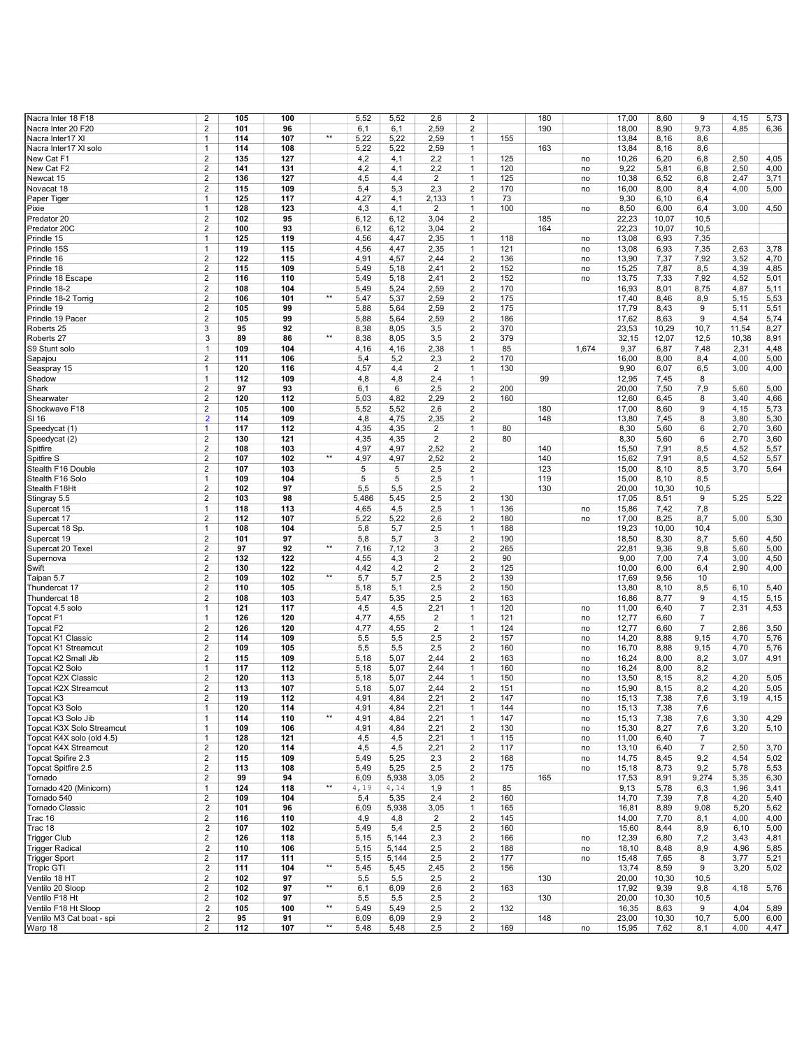| | | | | | | | | | | | | | | | | | |
|---|---|---|---|---|---|---|---|---|---|---|---|---|---|---|---|---|---|
| Nacra Inter 18 F18 | 2 | **105** | **100** | | 5,52 | 5,52 | 2,6 | 2 | | 180 | | | 17,00 | 8,60 | 9 | 4,15 | 5,73 |
| Nacra Inter 20 F20 | 2 | **101** | **96** | ** | 6,1 | 6,1 | 2,59 | 2 | | 190 | | | 18,00 | 8,90 | 9,73 | 4,85 | 6,36 |
| Nacra Inter17 XI | 1 | **114** | **107** | ** | 5,22 | 5,22 | 2,59 | 1 | 155 | | | | 13,84 | 8,16 | 8,6 | | |
| Nacra Inter17 XI solo | 1 | **114** | **108** | | 5,22 | 5,22 | 2,59 | 1 | | 163 | | | 13,84 | 8,16 | 8,6 | | |
| New Cat F1 | 2 | **135** | **127** | | 4,2 | 4,1 | 2,2 | 1 | 125 | | | no | 10,26 | 6,20 | 6,8 | 2,50 | 4,05 |
| New Cat F2 | 2 | **141** | **131** | | 4,2 | 4,1 | 2,2 | 1 | 120 | | | no | 9,22 | 5,81 | 6,8 | 2,50 | 4,00 |
| Newcat 15 | 2 | **136** | **127** | | 4,5 | 4,4 | 2 | 1 | 125 | | | no | 10,38 | 6,52 | 6,8 | 2,47 | 3,71 |
| Novacat 18 | 2 | **115** | **109** | | 5,4 | 5,3 | 2,3 | 2 | 170 | | | no | 16,00 | 8,00 | 8,4 | 4,00 | 5,00 |
| Paper Tiger | 1 | **125** | **117** | | 4,27 | 4,1 | 2,133 | 1 | 73 | | | | 9,30 | 6,10 | 6,4 | | |
| Pixie | 1 | **128** | **123** | | 4,3 | 4,1 | 2 | 1 | 100 | | | no | 8,50 | 6,00 | 6,4 | 3,00 | 4,50 |
| Predator 20 | 2 | **102** | **95** | | 6,12 | 6,12 | 3,04 | 2 | | 185 | | | 22,23 | 10,07 | 10,5 | | |
| Predator 20C | 2 | **100** | **93** | | 6,12 | 6,12 | 3,04 | 2 | | 164 | | | 22,23 | 10,07 | 10,5 | | |
| Prindle 15 | 1 | **125** | **119** | | 4,56 | 4,47 | 2,35 | 1 | 118 | | | no | 13,08 | 6,93 | 7,35 | | |
| Prindle 15S | 1 | **119** | **115** | | 4,56 | 4,47 | 2,35 | 1 | 121 | | | no | 13,08 | 6,93 | 7,35 | 2,63 | 3,78 |
| Prindle 16 | 2 | **122** | **115** | | 4,91 | 4,57 | 2,44 | 2 | 136 | | | no | 13,90 | 7,37 | 7,92 | 3,52 | 4,70 |
| Prindle 18 | 2 | **115** | **109** | | 5,49 | 5,18 | 2,41 | 2 | 152 | | | no | 15,25 | 7,87 | 8,5 | 4,39 | 4,85 |
| Prindle 18 Escape | 2 | **116** | **110** | | 5,49 | 5,18 | 2,41 | 2 | 152 | | | no | 13,75 | 7,33 | 7,92 | 4,52 | 5,01 |
| Prindle 18-2 | 2 | **108** | **104** | | 5,49 | 5,24 | 2,59 | 2 | 170 | | | | 16,93 | 8,01 | 8,75 | 4,87 | 5,11 |
| Prindle 18-2 Torrig | 2 | **106** | **101** | ** | 5,47 | 5,37 | 2,59 | 2 | 175 | | | | 17,40 | 8,46 | 8,9 | 5,15 | 5,53 |
| Prindle 19 | 2 | **105** | **99** | | 5,88 | 5,64 | 2,59 | 2 | 175 | | | | 17,79 | 8,43 | 9 | 5,11 | 5,51 |
| Prindle 19 Pacer | 2 | **105** | **99** | | 5,88 | 5,64 | 2,59 | 2 | 186 | | | | 17,62 | 8,63 | 9 | 4,54 | 5,74 |
| Roberts 25 | 3 | **95** | **92** | | 8,38 | 8,05 | 3,5 | 2 | 370 | | | | 23,53 | 10,29 | 10,7 | 11,54 | 8,27 |
| Roberts 27 | 3 | **89** | **86** | ** | 8,38 | 8,05 | 3,5 | 2 | 379 | | | | 32,15 | 12,07 | 12,5 | 10,38 | 8,91 |
| S9 Stunt solo | 1 | **109** | **104** | | 4,16 | 4,16 | 2,38 | 1 | 85 | | 1,674 | | 9,37 | 6,87 | 7,48 | 2,31 | 4,48 |
| Sapajou | 2 | **111** | **106** | | 5,4 | 5,2 | 2,3 | 2 | 170 | | | | 16,00 | 8,00 | 8,4 | 4,00 | 5,00 |
| Seaspray 15 | 1 | **120** | **116** | | 4,57 | 4,4 | 2 | 1 | 130 | | | | 9,90 | 6,07 | 6,5 | 3,00 | 4,00 |
| Shadow | 1 | **112** | **109** | | 4,8 | 4,8 | 2,4 | 1 | | 99 | | | 12,95 | 7,45 | 8 | | |
| Shark | 2 | **97** | **93** | | 6,1 | 6 | 2,5 | 2 | 200 | | | | 20,00 | 7,50 | 7,9 | 5,60 | 5,00 |
| Shearwater | 2 | **120** | **112** | | 5,03 | 4,82 | 2,29 | 2 | 160 | | | | 12,60 | 6,45 | 8 | 3,40 | 4,66 |
| Shockwave F18 | 2 | **105** | **100** | | 5,52 | 5,52 | 2,6 | 2 | | 180 | | | 17,00 | 8,60 | 9 | 4,15 | 5,73 |
| SI 16 | 2 | **114** | **109** | | 4,8 | 4,75 | 2,35 | 2 | | 148 | | | 13,80 | 7,45 | 8 | 3,80 | 5,30 |
| Speedycat (1) | 1 | **117** | **112** | | 4,35 | 4,35 | 2 | 1 | 80 | | | | 8,30 | 5,60 | 6 | 2,70 | 3,60 |
| Speedycat (2) | 2 | **130** | **121** | | 4,35 | 4,35 | 2 | 2 | 80 | | | | 8,30 | 5,60 | 6 | 2,70 | 3,60 |
| Spitfire | 2 | **108** | **103** | | 4,97 | 4,97 | 2,52 | 2 | | 140 | | | 15,50 | 7,91 | 8,5 | 4,52 | 5,57 |
| Spitfire S | 2 | **107** | **102** | ** | 4,97 | 4,97 | 2,52 | 2 | | 140 | | | 15,62 | 7,91 | 8,5 | 4,52 | 5,57 |
| Stealth F16 Double | 2 | **107** | **103** | | 5 | 5 | 2,5 | 2 | | 123 | | | 15,00 | 8,10 | 8,5 | 3,70 | 5,64 |
| Stealth F16 Solo | 1 | **109** | **104** | | 5 | 5 | 2,5 | 1 | | 119 | | | 15,00 | 8,10 | 8,5 | | |
| Stealth F18Ht | 2 | **102** | **97** | | 5,5 | 5,5 | 2,5 | 2 | | 130 | | | 20,00 | 10,30 | 10,5 | | |
| Stingray 5.5 | 2 | **103** | **98** | | 5,486 | 5,45 | 2,5 | 2 | 130 | | | | 17,05 | 8,51 | 9 | 5,25 | 5,22 |
| Supercat 15 | 1 | **118** | **113** | | 4,65 | 4,5 | 2,5 | 1 | 136 | | | no | 15,86 | 7,42 | 7,8 | | |
| Supercat 17 | 2 | **112** | **107** | | 5,22 | 5,22 | 2,6 | 2 | 180 | | | no | 17,00 | 8,25 | 8,7 | 5,00 | 5,30 |
| Supercat 18 Sp. | 1 | **108** | **104** | | 5,8 | 5,7 | 2,5 | 1 | 188 | | | | 19,23 | 10,00 | 10,4 | | |
| Supercat 19 | 2 | **101** | **97** | | 5,8 | 5,7 | 3 | 2 | 190 | | | | 18,50 | 8,30 | 8,7 | 5,60 | 4,50 |
| Supercat 20 Texel | 2 | **97** | **92** | ** | 7,16 | 7,12 | 3 | 2 | 265 | | | | 22,81 | 9,36 | 9,8 | 5,60 | 5,00 |
| Supernova | 2 | **132** | **122** | | 4,55 | 4,3 | 2 | 2 | 90 | | | | 9,00 | 7,00 | 7,4 | 3,00 | 4,50 |
| Swift | 2 | **130** | **122** | | 4,42 | 4,2 | 2 | 2 | 125 | | | | 10,00 | 6,00 | 6,4 | 2,90 | 4,00 |
| Taipan 5.7 | 2 | **109** | **102** | ** | 5,7 | 5,7 | 2,5 | 2 | 139 | | | | 17,69 | 9,56 | 10 | | |
| Thundercat 17 | 2 | **110** | **105** | | 5,18 | 5,1 | 2,5 | 2 | 150 | | | | 13,80 | 8,10 | 8,5 | 6,10 | 5,40 |
| Thundercat 18 | 2 | **108** | **103** | | 5,47 | 5,35 | 2,5 | 2 | 163 | | | | 16,86 | 8,77 | 9 | 4,15 | 5,15 |
| Topcat 4.5 solo | 1 | **121** | **117** | | 4,5 | 4,5 | 2,21 | 1 | 120 | | | no | 11,00 | 6,40 | 7 | 2,31 | 4,53 |
| Topcat F1 | 1 | **126** | **120** | | 4,77 | 4,55 | 2 | 1 | 121 | | | no | 12,77 | 6,60 | 7 | | |
| Topcat F2 | 2 | **126** | **120** | | 4,77 | 4,55 | 2 | 1 | 124 | | | no | 12,77 | 6,60 | 7 | 2,86 | 3,50 |
| Topcat K1 Classic | 2 | **114** | **109** | | 5,5 | 5,5 | 2,5 | 2 | 157 | | | no | 14,20 | 8,88 | 9,15 | 4,70 | 5,76 |
| Topcat K1 Streamcut | 2 | **109** | **105** | | 5,5 | 5,5 | 2,5 | 2 | 160 | | | no | 16,70 | 8,88 | 9,15 | 4,70 | 5,76 |
| Topcat K2 Small Jib | 2 | **115** | **109** | | 5,18 | 5,07 | 2,44 | 2 | 163 | | | no | 16,24 | 8,00 | 8,2 | 3,07 | 4,91 |
| Topcat K2 Solo | 1 | **117** | **112** | | 5,18 | 5,07 | 2,44 | 1 | 160 | | | no | 16,24 | 8,00 | 8,2 | | |
| Topcat K2X Classic | 2 | **120** | **113** | | 5,18 | 5,07 | 2,44 | 1 | 150 | | | no | 13,50 | 8,15 | 8,2 | 4,20 | 5,05 |
| Topcat K2X Streamcut | 2 | **113** | **107** | | 5,18 | 5,07 | 2,44 | 2 | 151 | | | no | 15,90 | 8,15 | 8,2 | 4,20 | 5,05 |
| Topcat K3 | 2 | **119** | **112** | | 4,91 | 4,84 | 2,21 | 2 | 147 | | | no | 15,13 | 7,38 | 7,6 | 3,19 | 4,15 |
| Topcat K3 Solo | 1 | **120** | **114** | | 4,91 | 4,84 | 2,21 | 1 | 144 | | | no | 15,13 | 7,38 | 7,6 | | |
| Topcat K3 Solo Jib | 1 | **114** | **110** | ** | 4,91 | 4,84 | 2,21 | 1 | 147 | | | no | 15,13 | 7,38 | 7,6 | 3,30 | 4,29 |
| Topcat K3X Solo Streamcut | 1 | **109** | **106** | | 4,91 | 4,84 | 2,21 | 2 | 130 | | | no | 15,30 | 8,27 | 7,6 | 3,20 | 5,10 |
| Topcat K4X solo (old 4.5) | 1 | **128** | **121** | | 4,5 | 4,5 | 2,21 | 1 | 115 | | | no | 11,00 | 6,40 | 7 | | |
| Topcat K4X Streamcut | 2 | **120** | **114** | | 4,5 | 4,5 | 2,21 | 2 | 117 | | | no | 13,10 | 6,40 | 7 | 2,50 | 3,70 |
| Topcat Spifire 2.3 | 2 | **115** | **109** | | 5,49 | 5,25 | 2,3 | 2 | 168 | | | no | 14,75 | 8,45 | 9,2 | 4,54 | 5,02 |
| Topcat Spitfire 2.5 | 2 | **113** | **108** | | 5,49 | 5,25 | 2,5 | 2 | 175 | | | no | 15,18 | 8,73 | 9,2 | 5,78 | 5,53 |
| Tornado | 2 | **99** | **94** | | 6,09 | 5,938 | 3,05 | 2 | | 165 | | | 17,53 | 8,91 | 9,274 | 5,35 | 6,30 |
| Tornado 420 (Minicorn) | 1 | **124** | **118** | ** | 4,19 | 4,14 | 1,9 | 1 | 85 | | | | 9,13 | 5,78 | 6,3 | 1,96 | 3,41 |
| Tornado 540 | 2 | **109** | **104** | | 5,4 | 5,35 | 2,4 | 2 | 160 | | | | 14,70 | 7,39 | 7,8 | 4,20 | 5,40 |
| Tornado Classic | 2 | **101** | **96** | | 6,09 | 5,938 | 3,05 | 1 | 165 | | | | 16,81 | 8,89 | 9,08 | 5,20 | 5,62 |
| Trac 16 | 2 | **116** | **110** | | 4,9 | 4,8 | 2 | 2 | 145 | | | | 14,00 | 7,70 | 8,1 | 4,00 | 4,00 |
| Trac 18 | 2 | **107** | **102** | | 5,49 | 5,4 | 2,5 | 2 | 160 | | | | 15,60 | 8,44 | 8,9 | 6,10 | 5,00 |
| Trigger Club | 2 | **126** | **118** | | 5,15 | 5,144 | 2,3 | 2 | 166 | | | no | 12,39 | 6,80 | 7,2 | 3,43 | 4,81 |
| Trigger Radical | 2 | **110** | **106** | | 5,15 | 5,144 | 2,5 | 2 | 188 | | | no | 18,10 | 8,48 | 8,9 | 4,96 | 5,85 |
| Trigger Sport | 2 | **117** | **111** | | 5,15 | 5,144 | 2,5 | 2 | 177 | | | no | 15,48 | 7,65 | 8 | 3,77 | 5,21 |
| Tropic GTI | 2 | **111** | **104** | ** | 5,45 | 5,45 | 2,45 | 2 | 156 | | | | 13,74 | 8,59 | 9 | 3,20 | 5,02 |
| Ventilo 18 HT | 2 | **102** | **97** | | 5,5 | 5,5 | 2,5 | 2 | | 130 | | | 20,00 | 10,30 | 10,5 | | |
| Ventilo 20 Sloop | 2 | **102** | **97** | ** | 6,1 | 6,09 | 2,6 | 2 | 163 | | | | 17,92 | 9,39 | 9,8 | 4,18 | 5,76 |
| Ventilo F18 Ht | 2 | **102** | **97** | | 5,5 | 5,5 | 2,5 | 2 | | 130 | | | 20,00 | 10,30 | 10,5 | | |
| Ventilo F18 Ht Sloop | 2 | **105** | **100** | ** | 5,49 | 5,49 | 2,5 | 2 | 132 | | | | 16,35 | 8,63 | 9 | 4,04 | 5,89 |
| Ventilo M3 Cat boat - spi | 2 | **95** | **91** | | 6,09 | 6,09 | 2,9 | 2 | | 148 | | | 23,00 | 10,30 | 10,7 | 5,00 | 6,00 |
| Warp 18 | 2 | **112** | **107** | ** | 5,48 | 5,48 | 2,5 | 2 | 169 | | | no | 15,95 | 7,62 | 8,1 | 4,00 | 4,47 |